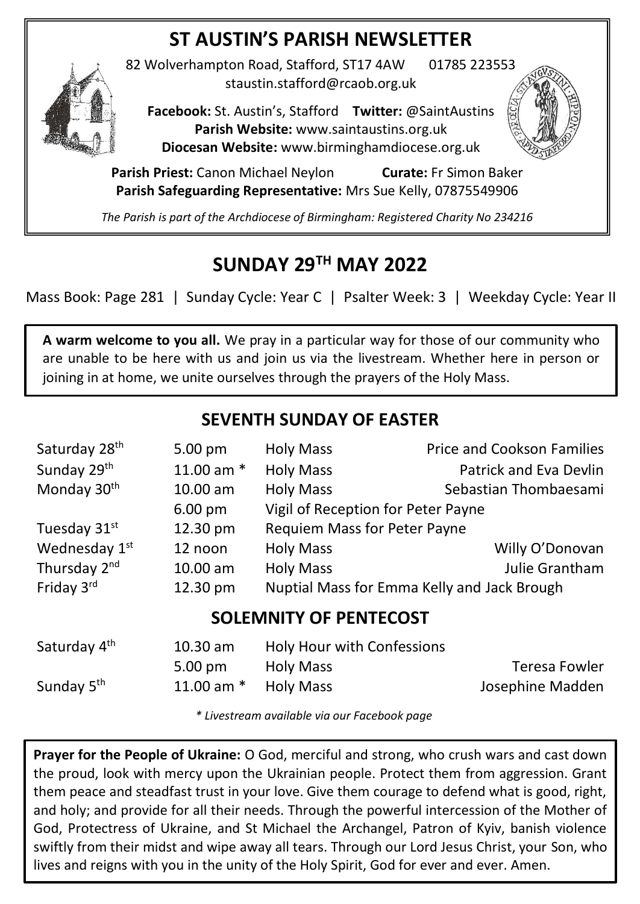# ST AUSTIN'S PARISH NEWSLETTER

82 Wolverhampton Road, Stafford, ST17 4AW 01785 223553
staustin.stafford@rcaob.org.uk

**Facebook:** St. Austin's, Stafford **Twitter:** @SaintAustins
**Parish Website:** www.saintaustins.org.uk
**Diocesan Website:** www.birminghamdiocese.org.uk

**Parish Priest:** Canon Michael Neylon **Curate:** Fr Simon Baker
**Parish Safeguarding Representative:** Mrs Sue Kelly, 07875549906

*The Parish is part of the Archdiocese of Birmingham: Registered Charity No 234216*

## SUNDAY 29TH MAY 2022

Mass Book: Page 281 | Sunday Cycle: Year C | Psalter Week: 3 | Weekday Cycle: Year II

**A warm welcome to you all.** We pray in a particular way for those of our community who are unable to be here with us and join us via the livestream. Whether here in person or joining in at home, we unite ourselves through the prayers of the Holy Mass.

## SEVENTH SUNDAY OF EASTER

| | | | |
|---|---|---|---|
| Saturday 28th | 5.00 pm | Holy Mass | Price and Cookson Families |
| Sunday 29th | 11.00 am * | Holy Mass | Patrick and Eva Devlin |
| Monday 30th | 10.00 am | Holy Mass | Sebastian Thombaesami |
| | 6.00 pm | Vigil of Reception for Peter Payne | |
| Tuesday 31st | 12.30 pm | Requiem Mass for Peter Payne | |
| Wednesday 1st | 12 noon | Holy Mass | Willy O'Donovan |
| Thursday 2nd | 10.00 am | Holy Mass | Julie Grantham |
| Friday 3rd | 12.30 pm | Nuptial Mass for Emma Kelly and Jack Brough | |

## SOLEMNITY OF PENTECOST

| | | | |
|---|---|---|---|
| Saturday 4th | 10.30 am | Holy Hour with Confessions | |
| | 5.00 pm | Holy Mass | Teresa Fowler |
| Sunday 5th | 11.00 am * | Holy Mass | Josephine Madden |

*\* Livestream available via our Facebook page*

**Prayer for the People of Ukraine:** O God, merciful and strong, who crush wars and cast down the proud, look with mercy upon the Ukrainian people. Protect them from aggression. Grant them peace and steadfast trust in your love. Give them courage to defend what is good, right, and holy; and provide for all their needs. Through the powerful intercession of the Mother of God, Protectress of Ukraine, and St Michael the Archangel, Patron of Kyiv, banish violence swiftly from their midst and wipe away all tears. Through our Lord Jesus Christ, your Son, who lives and reigns with you in the unity of the Holy Spirit, God for ever and ever. Amen.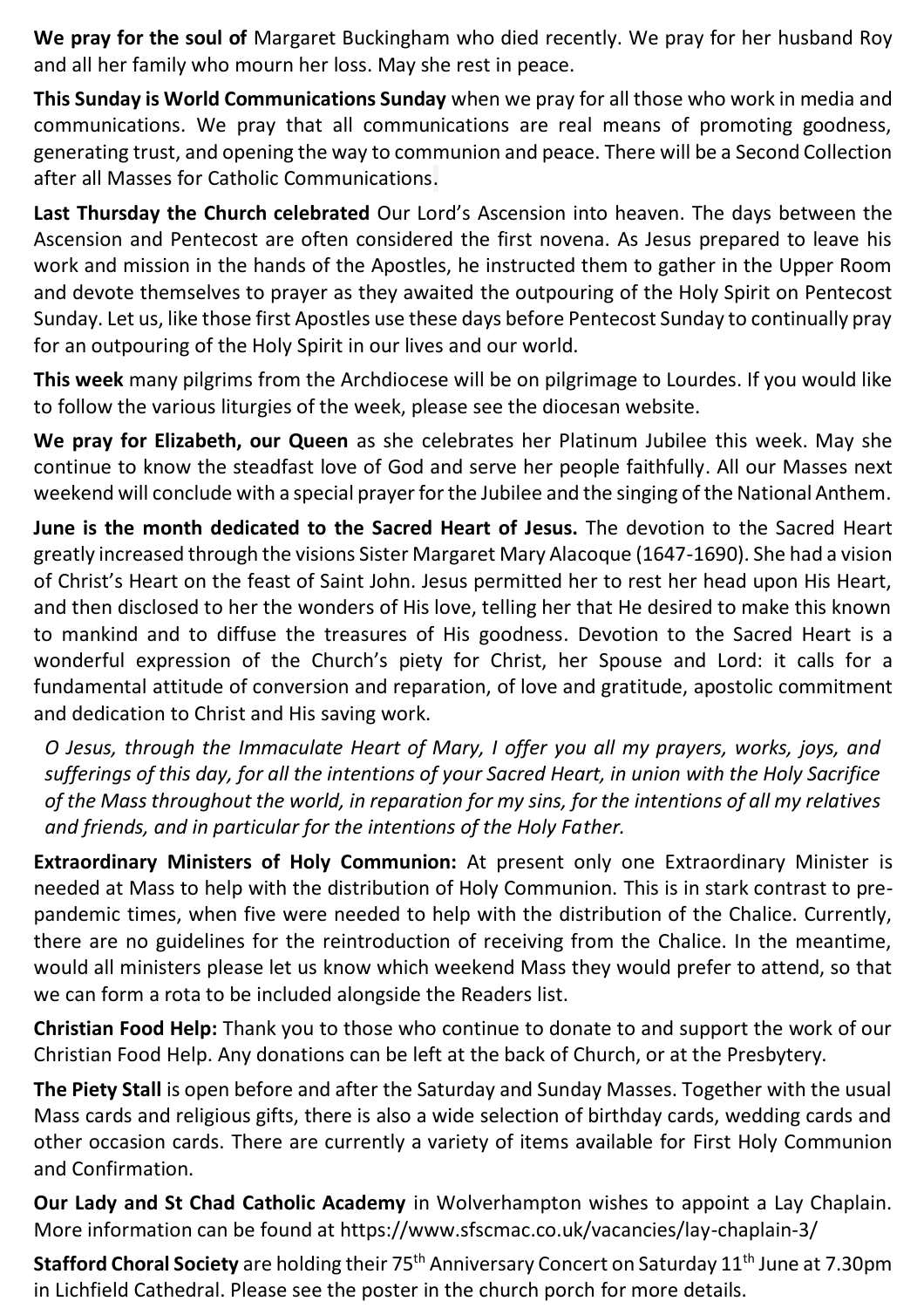**We pray for the soul of** Margaret Buckingham who died recently. We pray for her husband Roy and all her family who mourn her loss. May she rest in peace.

**This Sunday is World Communications Sunday** when we pray for all those who work in media and communications. We pray that all communications are real means of promoting goodness, generating trust, and opening the way to communion and peace. There will be a Second Collection after all Masses for Catholic Communications.

**Last Thursday the Church celebrated** Our Lord's Ascension into heaven. The days between the Ascension and Pentecost are often considered the first novena. As Jesus prepared to leave his work and mission in the hands of the Apostles, he instructed them to gather in the Upper Room and devote themselves to prayer as they awaited the outpouring of the Holy Spirit on Pentecost Sunday. Let us, like those first Apostles use these days before Pentecost Sunday to continually pray for an outpouring of the Holy Spirit in our lives and our world.

**This week** many pilgrims from the Archdiocese will be on pilgrimage to Lourdes. If you would like to follow the various liturgies of the week, please see the diocesan website.

**We pray for Elizabeth, our Queen** as she celebrates her Platinum Jubilee this week. May she continue to know the steadfast love of God and serve her people faithfully. All our Masses next weekend will conclude with a special prayer for the Jubilee and the singing of the National Anthem.

**June is the month dedicated to the Sacred Heart of Jesus.** The devotion to the Sacred Heart greatly increased through the visions Sister Margaret Mary Alacoque (1647-1690). She had a vision of Christ's Heart on the feast of Saint John. Jesus permitted her to rest her head upon His Heart, and then disclosed to her the wonders of His love, telling her that He desired to make this known to mankind and to diffuse the treasures of His goodness. Devotion to the Sacred Heart is a wonderful expression of the Church's piety for Christ, her Spouse and Lord: it calls for a fundamental attitude of conversion and reparation, of love and gratitude, apostolic commitment and dedication to Christ and His saving work.

*O Jesus, through the Immaculate Heart of Mary, I offer you all my prayers, works, joys, and sufferings of this day, for all the intentions of your Sacred Heart, in union with the Holy Sacrifice of the Mass throughout the world, in reparation for my sins, for the intentions of all my relatives and friends, and in particular for the intentions of the Holy Father.*

**Extraordinary Ministers of Holy Communion:** At present only one Extraordinary Minister is needed at Mass to help with the distribution of Holy Communion. This is in stark contrast to pre-pandemic times, when five were needed to help with the distribution of the Chalice. Currently, there are no guidelines for the reintroduction of receiving from the Chalice. In the meantime, would all ministers please let us know which weekend Mass they would prefer to attend, so that we can form a rota to be included alongside the Readers list.

**Christian Food Help:** Thank you to those who continue to donate to and support the work of our Christian Food Help. Any donations can be left at the back of Church, or at the Presbytery.

**The Piety Stall** is open before and after the Saturday and Sunday Masses. Together with the usual Mass cards and religious gifts, there is also a wide selection of birthday cards, wedding cards and other occasion cards. There are currently a variety of items available for First Holy Communion and Confirmation.

**Our Lady and St Chad Catholic Academy** in Wolverhampton wishes to appoint a Lay Chaplain. More information can be found at https://www.sfscmac.co.uk/vacancies/lay-chaplain-3/

**Stafford Choral Society** are holding their 75th Anniversary Concert on Saturday 11th June at 7.30pm in Lichfield Cathedral. Please see the poster in the church porch for more details.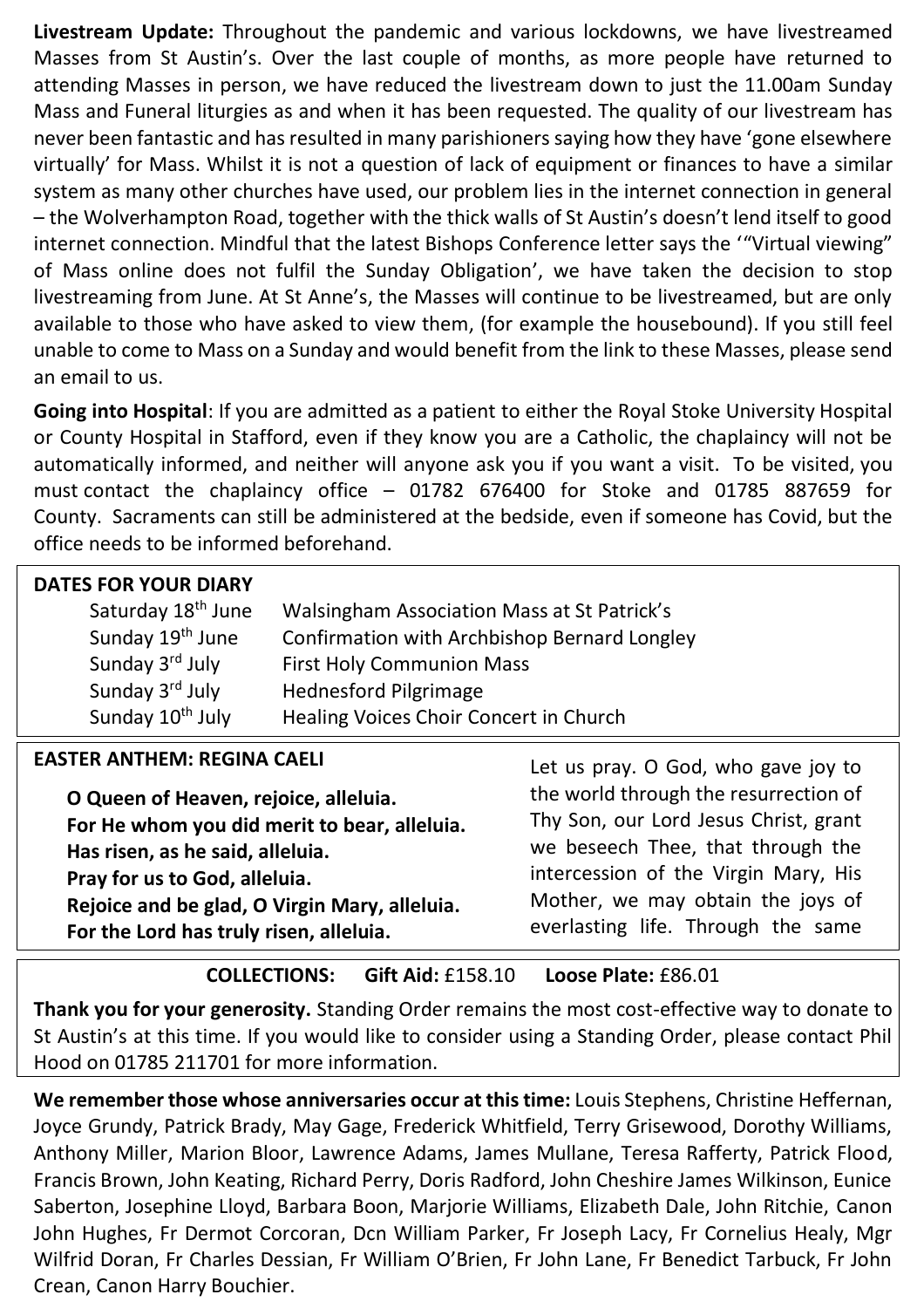**Livestream Update:** Throughout the pandemic and various lockdowns, we have livestreamed Masses from St Austin's. Over the last couple of months, as more people have returned to attending Masses in person, we have reduced the livestream down to just the 11.00am Sunday Mass and Funeral liturgies as and when it has been requested. The quality of our livestream has never been fantastic and has resulted in many parishioners saying how they have 'gone elsewhere virtually' for Mass. Whilst it is not a question of lack of equipment or finances to have a similar system as many other churches have used, our problem lies in the internet connection in general – the Wolverhampton Road, together with the thick walls of St Austin's doesn't lend itself to good internet connection. Mindful that the latest Bishops Conference letter says the '"Virtual viewing" of Mass online does not fulfil the Sunday Obligation', we have taken the decision to stop livestreaming from June. At St Anne's, the Masses will continue to be livestreamed, but are only available to those who have asked to view them, (for example the housebound). If you still feel unable to come to Mass on a Sunday and would benefit from the link to these Masses, please send an email to us.

**Going into Hospital**: If you are admitted as a patient to either the Royal Stoke University Hospital or County Hospital in Stafford, even if they know you are a Catholic, the chaplaincy will not be automatically informed, and neither will anyone ask you if you want a visit. To be visited, you must contact the chaplaincy office – 01782 676400 for Stoke and 01785 887659 for County. Sacraments can still be administered at the bedside, even if someone has Covid, but the office needs to be informed beforehand.

**DATES FOR YOUR DIARY**

| | |
|---|---|
| Saturday 18th June | Walsingham Association Mass at St Patrick's |
| Sunday 19th June | Confirmation with Archbishop Bernard Longley |
| Sunday 3rd July | First Holy Communion Mass |
| Sunday 3rd July | Hednesford Pilgrimage |
| Sunday 10th July | Healing Voices Choir Concert in Church |

**EASTER ANTHEM: REGINA CAELI**

**O Queen of Heaven, rejoice, alleluia.**
**For He whom you did merit to bear, alleluia.**
**Has risen, as he said, alleluia.**
**Pray for us to God, alleluia.**
**Rejoice and be glad, O Virgin Mary, alleluia.**
**For the Lord has truly risen, alleluia.**

Let us pray. O God, who gave joy to the world through the resurrection of Thy Son, our Lord Jesus Christ, grant we beseech Thee, that through the intercession of the Virgin Mary, His Mother, we may obtain the joys of everlasting life. Through the same

**COLLECTIONS: Gift Aid:** £158.10 **Loose Plate:** £86.01

**Thank you for your generosity.** Standing Order remains the most cost-effective way to donate to St Austin's at this time. If you would like to consider using a Standing Order, please contact Phil Hood on 01785 211701 for more information.

**We remember those whose anniversaries occur at this time:** Louis Stephens, Christine Heffernan, Joyce Grundy, Patrick Brady, May Gage, Frederick Whitfield, Terry Grisewood, Dorothy Williams, Anthony Miller, Marion Bloor, Lawrence Adams, James Mullane, Teresa Rafferty, Patrick Flood, Francis Brown, John Keating, Richard Perry, Doris Radford, John Cheshire James Wilkinson, Eunice Saberton, Josephine Lloyd, Barbara Boon, Marjorie Williams, Elizabeth Dale, John Ritchie, Canon John Hughes, Fr Dermot Corcoran, Dcn William Parker, Fr Joseph Lacy, Fr Cornelius Healy, Mgr Wilfrid Doran, Fr Charles Dessian, Fr William O'Brien, Fr John Lane, Fr Benedict Tarbuck, Fr John Crean, Canon Harry Bouchier.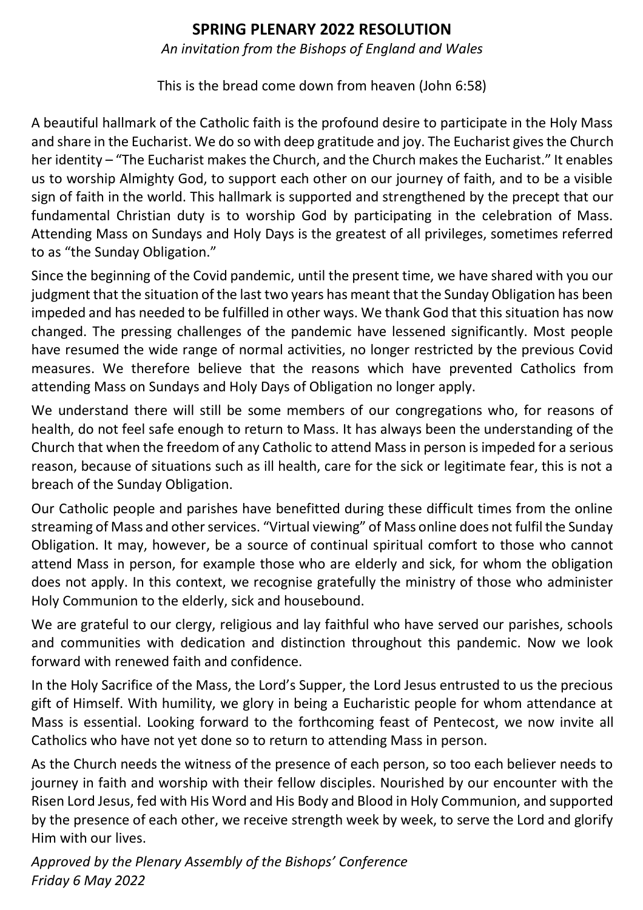# SPRING PLENARY 2022 RESOLUTION

*An invitation from the Bishops of England and Wales*

This is the bread come down from heaven (John 6:58)

A beautiful hallmark of the Catholic faith is the profound desire to participate in the Holy Mass and share in the Eucharist. We do so with deep gratitude and joy. The Eucharist gives the Church her identity – "The Eucharist makes the Church, and the Church makes the Eucharist." It enables us to worship Almighty God, to support each other on our journey of faith, and to be a visible sign of faith in the world. This hallmark is supported and strengthened by the precept that our fundamental Christian duty is to worship God by participating in the celebration of Mass. Attending Mass on Sundays and Holy Days is the greatest of all privileges, sometimes referred to as "the Sunday Obligation."

Since the beginning of the Covid pandemic, until the present time, we have shared with you our judgment that the situation of the last two years has meant that the Sunday Obligation has been impeded and has needed to be fulfilled in other ways. We thank God that this situation has now changed. The pressing challenges of the pandemic have lessened significantly. Most people have resumed the wide range of normal activities, no longer restricted by the previous Covid measures. We therefore believe that the reasons which have prevented Catholics from attending Mass on Sundays and Holy Days of Obligation no longer apply.

We understand there will still be some members of our congregations who, for reasons of health, do not feel safe enough to return to Mass. It has always been the understanding of the Church that when the freedom of any Catholic to attend Mass in person is impeded for a serious reason, because of situations such as ill health, care for the sick or legitimate fear, this is not a breach of the Sunday Obligation.

Our Catholic people and parishes have benefitted during these difficult times from the online streaming of Mass and other services. "Virtual viewing" of Mass online does not fulfil the Sunday Obligation. It may, however, be a source of continual spiritual comfort to those who cannot attend Mass in person, for example those who are elderly and sick, for whom the obligation does not apply. In this context, we recognise gratefully the ministry of those who administer Holy Communion to the elderly, sick and housebound.

We are grateful to our clergy, religious and lay faithful who have served our parishes, schools and communities with dedication and distinction throughout this pandemic. Now we look forward with renewed faith and confidence.

In the Holy Sacrifice of the Mass, the Lord's Supper, the Lord Jesus entrusted to us the precious gift of Himself. With humility, we glory in being a Eucharistic people for whom attendance at Mass is essential. Looking forward to the forthcoming feast of Pentecost, we now invite all Catholics who have not yet done so to return to attending Mass in person.

As the Church needs the witness of the presence of each person, so too each believer needs to journey in faith and worship with their fellow disciples. Nourished by our encounter with the Risen Lord Jesus, fed with His Word and His Body and Blood in Holy Communion, and supported by the presence of each other, we receive strength week by week, to serve the Lord and glorify Him with our lives.

*Approved by the Plenary Assembly of the Bishops' Conference*
*Friday 6 May 2022*